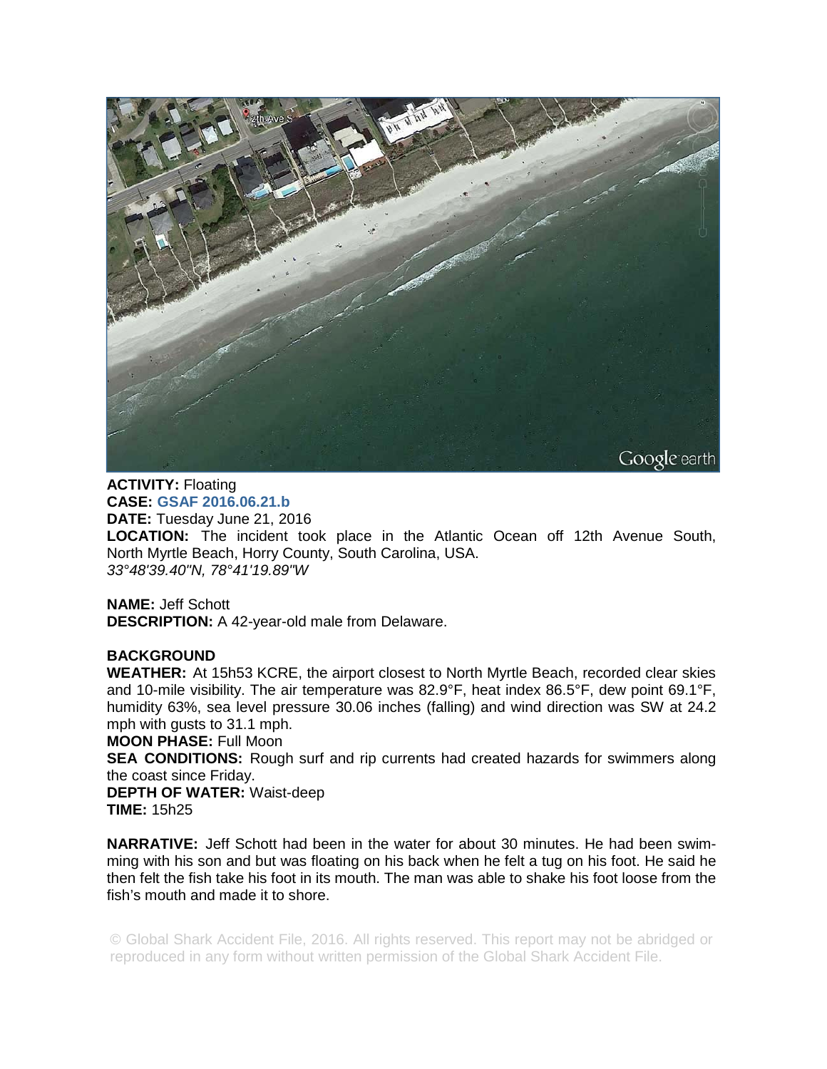**ACTIVITY:** Floating
**CASE:** **GSAF 2016.06.21.b**
**DATE:** Tuesday June 21, 2016
**LOCATION:** The incident took place in the Atlantic Ocean off 12th Avenue South, North Myrtle Beach, Horry County, South Carolina, USA.
*33°48'39.40"N, 78°41'19.89"W*

**NAME:** Jeff Schott
**DESCRIPTION:** A 42-year-old male from Delaware.

**BACKGROUND**
**WEATHER:** At 15h53 KCRE, the airport closest to North Myrtle Beach, recorded clear skies and 10-mile visibility. The air temperature was 82.9°F, heat index 86.5°F, dew point 69.1°F, humidity 63%, sea level pressure 30.06 inches (falling) and wind direction was SW at 24.2 mph with gusts to 31.1 mph.
**MOON PHASE:** Full Moon
**SEA CONDITIONS:** Rough surf and rip currents had created hazards for swimmers along the coast since Friday.
**DEPTH OF WATER:** Waist-deep
**TIME:** 15h25

**NARRATIVE:** Jeff Schott had been in the water for about 30 minutes. He had been swimming with his son and but was floating on his back when he felt a tug on his foot. He said he then felt the fish take his foot in its mouth. The man was able to shake his foot loose from the fish's mouth and made it to shore.

© Global Shark Accident File, 2016. All rights reserved. This report may not be abridged or reproduced in any form without written permission of the Global Shark Accident File.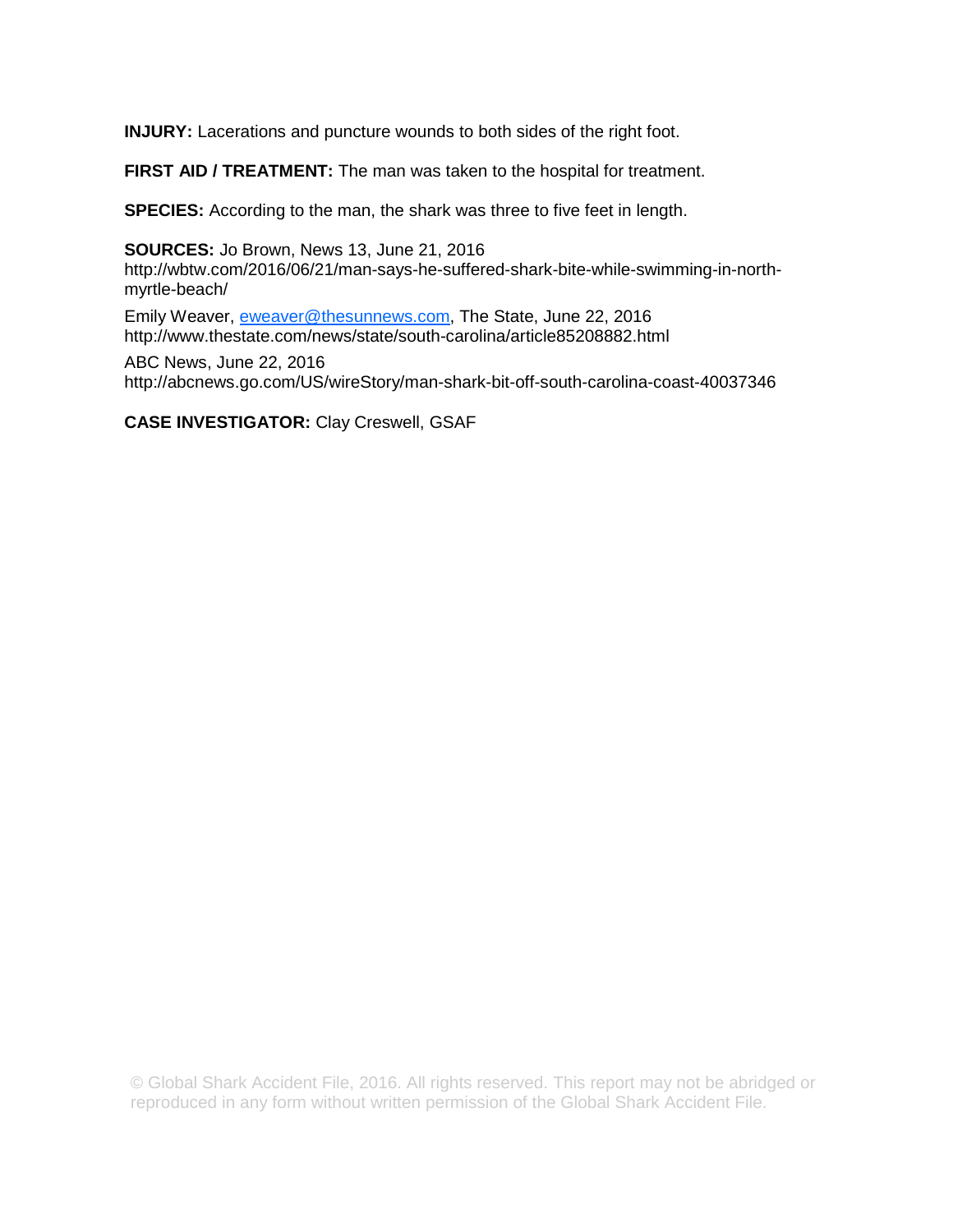**INJURY:** Lacerations and puncture wounds to both sides of the right foot.

**FIRST AID / TREATMENT:** The man was taken to the hospital for treatment.

**SPECIES:** According to the man, the shark was three to five feet in length.

**SOURCES:** Jo Brown, News 13, June 21, 2016
http://wbtw.com/2016/06/21/man-says-he-suffered-shark-bite-while-swimming-in-north-myrtle-beach/

Emily Weaver, eweaver@thesunnews.com, The State, June 22, 2016
http://www.thestate.com/news/state/south-carolina/article85208882.html

ABC News, June 22, 2016
http://abcnews.go.com/US/wireStory/man-shark-bit-off-south-carolina-coast-40037346

**CASE INVESTIGATOR:** Clay Creswell, GSAF

© Global Shark Accident File, 2016. All rights reserved. This report may not be abridged or reproduced in any form without written permission of the Global Shark Accident File.